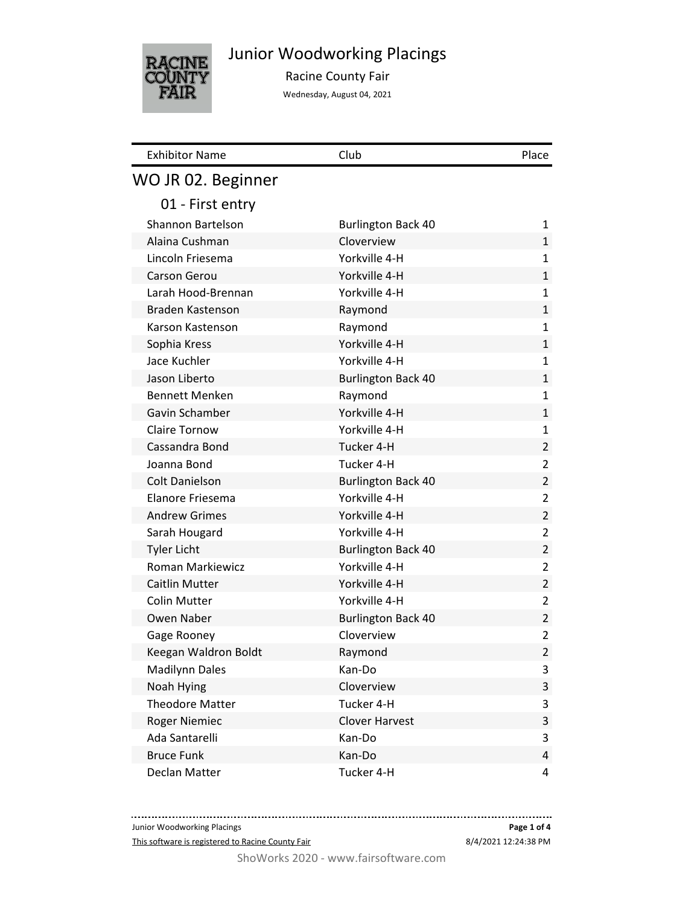# Junior Woodworking Placings

Racine County Fair

Wednesday, August 04, 2021

## WO JR 02. Beginner

### 01 - First entry

| Exhibitor Name | Club | Place |
|---|---|---|
| Shannon Bartelson | Burlington Back 40 | 1 |
| Alaina Cushman | Cloverview | 1 |
| Lincoln Friesema | Yorkville 4-H | 1 |
| Carson Gerou | Yorkville 4-H | 1 |
| Larah Hood-Brennan | Yorkville 4-H | 1 |
| Braden Kastenson | Raymond | 1 |
| Karson Kastenson | Raymond | 1 |
| Sophia Kress | Yorkville 4-H | 1 |
| Jace Kuchler | Yorkville 4-H | 1 |
| Jason Liberto | Burlington Back 40 | 1 |
| Bennett Menken | Raymond | 1 |
| Gavin Schamber | Yorkville 4-H | 1 |
| Claire Tornow | Yorkville 4-H | 1 |
| Cassandra Bond | Tucker 4-H | 2 |
| Joanna Bond | Tucker 4-H | 2 |
| Colt Danielson | Burlington Back 40 | 2 |
| Elanore Friesema | Yorkville 4-H | 2 |
| Andrew Grimes | Yorkville 4-H | 2 |
| Sarah Hougard | Yorkville 4-H | 2 |
| Tyler Licht | Burlington Back 40 | 2 |
| Roman Markiewicz | Yorkville 4-H | 2 |
| Caitlin Mutter | Yorkville 4-H | 2 |
| Colin Mutter | Yorkville 4-H | 2 |
| Owen Naber | Burlington Back 40 | 2 |
| Gage Rooney | Cloverview | 2 |
| Keegan Waldron Boldt | Raymond | 2 |
| Madilynn Dales | Kan-Do | 3 |
| Noah Hying | Cloverview | 3 |
| Theodore Matter | Tucker 4-H | 3 |
| Roger Niemiec | Clover Harvest | 3 |
| Ada Santarelli | Kan-Do | 3 |
| Bruce Funk | Kan-Do | 4 |
| Declan Matter | Tucker 4-H | 4 |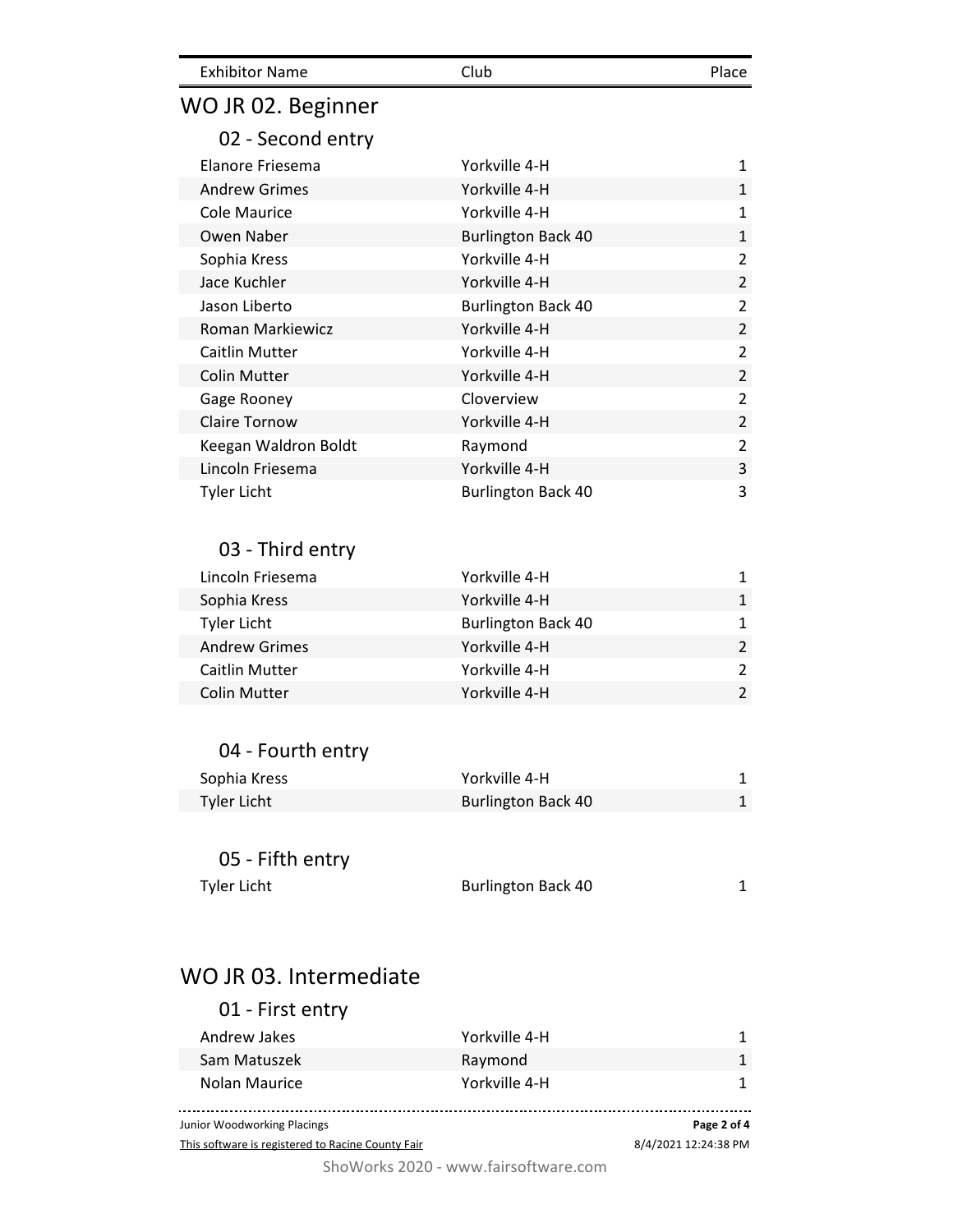| Exhibitor Name | Club | Place |
|---|---|---|

## WO JR 02. Beginner

### 02 - Second entry

| Exhibitor Name | Club | Place |
|---|---|---|
| Elanore Friesema | Yorkville 4-H | 1 |
| Andrew Grimes | Yorkville 4-H | 1 |
| Cole Maurice | Yorkville 4-H | 1 |
| Owen Naber | Burlington Back 40 | 1 |
| Sophia Kress | Yorkville 4-H | 2 |
| Jace Kuchler | Yorkville 4-H | 2 |
| Jason Liberto | Burlington Back 40 | 2 |
| Roman Markiewicz | Yorkville 4-H | 2 |
| Caitlin Mutter | Yorkville 4-H | 2 |
| Colin Mutter | Yorkville 4-H | 2 |
| Gage Rooney | Cloverview | 2 |
| Claire Tornow | Yorkville 4-H | 2 |
| Keegan Waldron Boldt | Raymond | 2 |
| Lincoln Friesema | Yorkville 4-H | 3 |
| Tyler Licht | Burlington Back 40 | 3 |

### 03 - Third entry

| Exhibitor Name | Club | Place |
|---|---|---|
| Lincoln Friesema | Yorkville 4-H | 1 |
| Sophia Kress | Yorkville 4-H | 1 |
| Tyler Licht | Burlington Back 40 | 1 |
| Andrew Grimes | Yorkville 4-H | 2 |
| Caitlin Mutter | Yorkville 4-H | 2 |
| Colin Mutter | Yorkville 4-H | 2 |

### 04 - Fourth entry

| Exhibitor Name | Club | Place |
|---|---|---|
| Sophia Kress | Yorkville 4-H | 1 |
| Tyler Licht | Burlington Back 40 | 1 |

### 05 - Fifth entry

| Exhibitor Name | Club | Place |
|---|---|---|
| Tyler Licht | Burlington Back 40 | 1 |

## WO JR 03. Intermediate

### 01 - First entry

| Exhibitor Name | Club | Place |
|---|---|---|
| Andrew Jakes | Yorkville 4-H | 1 |
| Sam Matuszek | Raymond | 1 |
| Nolan Maurice | Yorkville 4-H | 1 |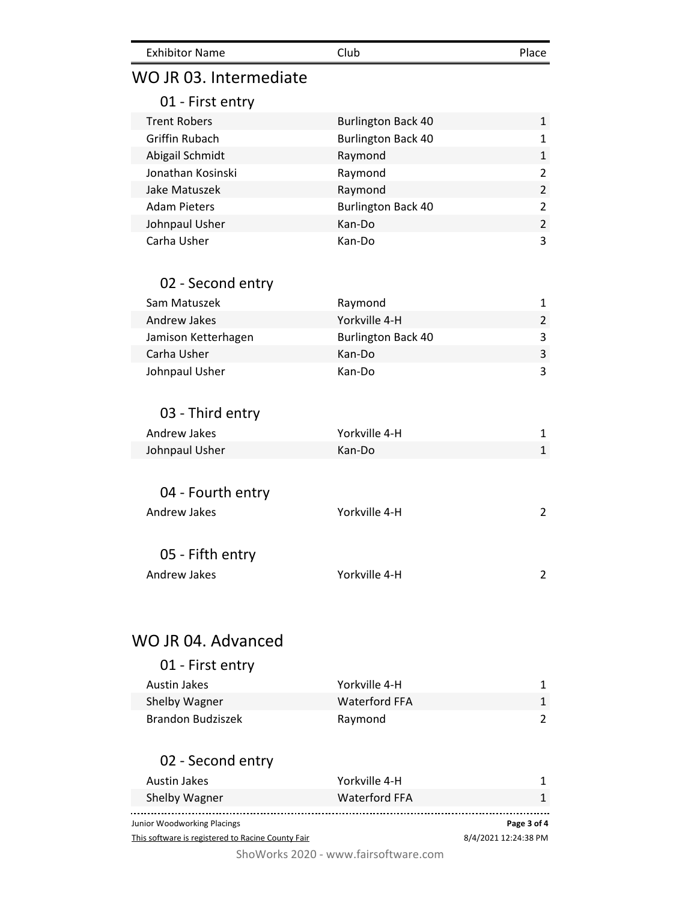| Exhibitor Name | Club | Place |
|---|---|---|

## WO JR 03. Intermediate

### 01 - First entry

| Exhibitor Name | Club | Place |
|---|---|---|
| Trent Robers | Burlington Back 40 | 1 |
| Griffin Rubach | Burlington Back 40 | 1 |
| Abigail Schmidt | Raymond | 1 |
| Jonathan Kosinski | Raymond | 2 |
| Jake Matuszek | Raymond | 2 |
| Adam Pieters | Burlington Back 40 | 2 |
| Johnpaul Usher | Kan-Do | 2 |
| Carha Usher | Kan-Do | 3 |

### 02 - Second entry

| Exhibitor Name | Club | Place |
|---|---|---|
| Sam Matuszek | Raymond | 1 |
| Andrew Jakes | Yorkville 4-H | 2 |
| Jamison Ketterhagen | Burlington Back 40 | 3 |
| Carha Usher | Kan-Do | 3 |
| Johnpaul Usher | Kan-Do | 3 |

### 03 - Third entry

| Exhibitor Name | Club | Place |
|---|---|---|
| Andrew Jakes | Yorkville 4-H | 1 |
| Johnpaul Usher | Kan-Do | 1 |

### 04 - Fourth entry

| Exhibitor Name | Club | Place |
|---|---|---|
| Andrew Jakes | Yorkville 4-H | 2 |

### 05 - Fifth entry

| Exhibitor Name | Club | Place |
|---|---|---|
| Andrew Jakes | Yorkville 4-H | 2 |

## WO JR 04. Advanced

### 01 - First entry

| Exhibitor Name | Club | Place |
|---|---|---|
| Austin Jakes | Yorkville 4-H | 1 |
| Shelby Wagner | Waterford FFA | 1 |
| Brandon Budziszek | Raymond | 2 |

### 02 - Second entry

| Exhibitor Name | Club | Place |
|---|---|---|
| Austin Jakes | Yorkville 4-H | 1 |
| Shelby Wagner | Waterford FFA | 1 |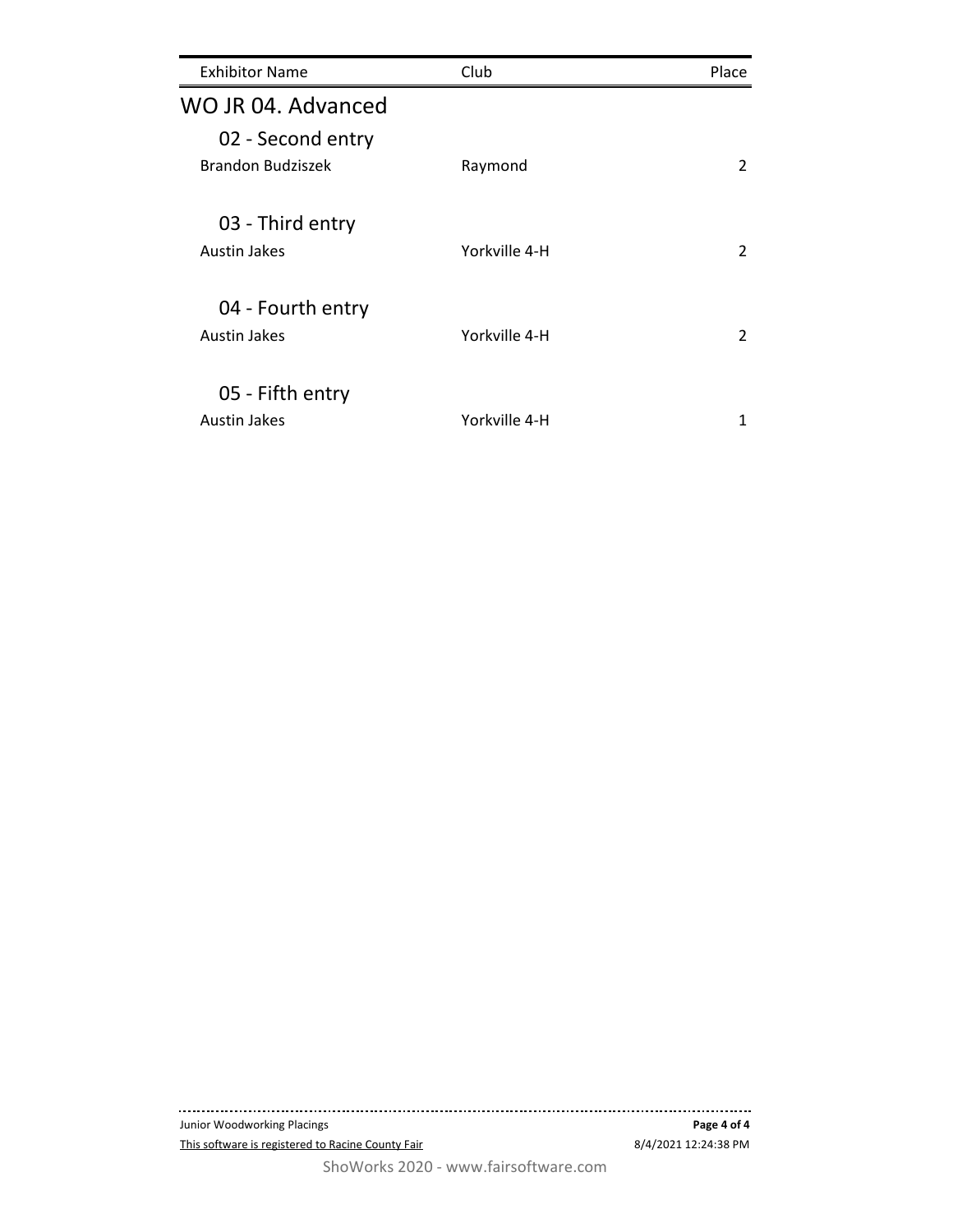| Exhibitor Name | Club | Place |
|---|---|---|

## WO JR 04. Advanced

### 02 - Second entry

| Exhibitor Name | Club | Place |
|---|---|---|
| Brandon Budziszek | Raymond | 2 |

### 03 - Third entry

| Exhibitor Name | Club | Place |
|---|---|---|
| Austin Jakes | Yorkville 4-H | 2 |

### 04 - Fourth entry

| Exhibitor Name | Club | Place |
|---|---|---|
| Austin Jakes | Yorkville 4-H | 2 |

### 05 - Fifth entry

| Exhibitor Name | Club | Place |
|---|---|---|
| Austin Jakes | Yorkville 4-H | 1 |